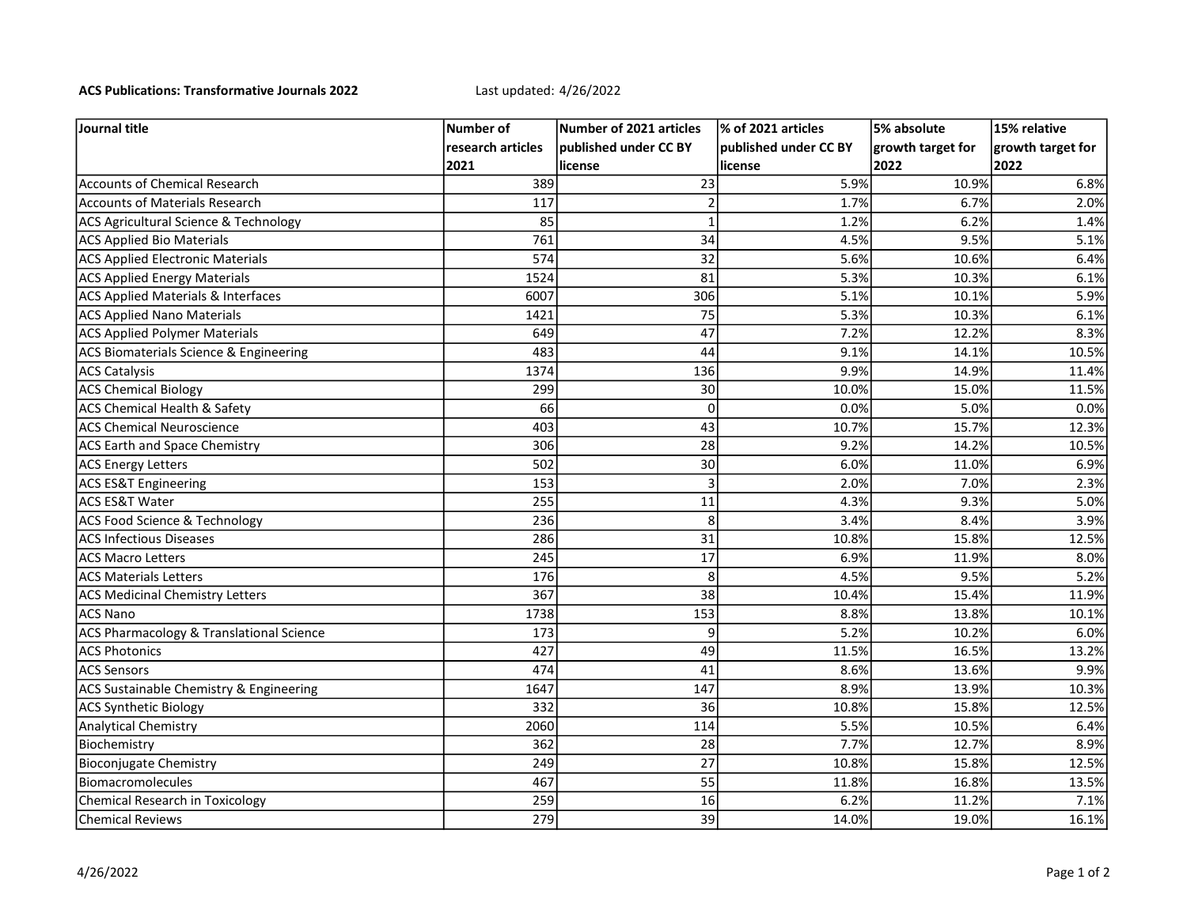**ACS Publications: Transformative Journals 2022** Last updated: 4/26/2022

| Journal title | Number of research articles 2021 | Number of 2021 articles published under CC BY license | % of 2021 articles published under CC BY license | 5% absolute growth target for 2022 | 15% relative growth target for 2022 |
|---|---|---|---|---|---|
| Accounts of Chemical Research | 389 | 23 | 5.9% | 10.9% | 6.8% |
| Accounts of Materials Research | 117 | 2 | 1.7% | 6.7% | 2.0% |
| ACS Agricultural Science & Technology | 85 | 1 | 1.2% | 6.2% | 1.4% |
| ACS Applied Bio Materials | 761 | 34 | 4.5% | 9.5% | 5.1% |
| ACS Applied Electronic Materials | 574 | 32 | 5.6% | 10.6% | 6.4% |
| ACS Applied Energy Materials | 1524 | 81 | 5.3% | 10.3% | 6.1% |
| ACS Applied Materials & Interfaces | 6007 | 306 | 5.1% | 10.1% | 5.9% |
| ACS Applied Nano Materials | 1421 | 75 | 5.3% | 10.3% | 6.1% |
| ACS Applied Polymer Materials | 649 | 47 | 7.2% | 12.2% | 8.3% |
| ACS Biomaterials Science & Engineering | 483 | 44 | 9.1% | 14.1% | 10.5% |
| ACS Catalysis | 1374 | 136 | 9.9% | 14.9% | 11.4% |
| ACS Chemical Biology | 299 | 30 | 10.0% | 15.0% | 11.5% |
| ACS Chemical Health & Safety | 66 | 0 | 0.0% | 5.0% | 0.0% |
| ACS Chemical Neuroscience | 403 | 43 | 10.7% | 15.7% | 12.3% |
| ACS Earth and Space Chemistry | 306 | 28 | 9.2% | 14.2% | 10.5% |
| ACS Energy Letters | 502 | 30 | 6.0% | 11.0% | 6.9% |
| ACS ES&T Engineering | 153 | 3 | 2.0% | 7.0% | 2.3% |
| ACS ES&T Water | 255 | 11 | 4.3% | 9.3% | 5.0% |
| ACS Food Science & Technology | 236 | 8 | 3.4% | 8.4% | 3.9% |
| ACS Infectious Diseases | 286 | 31 | 10.8% | 15.8% | 12.5% |
| ACS Macro Letters | 245 | 17 | 6.9% | 11.9% | 8.0% |
| ACS Materials Letters | 176 | 8 | 4.5% | 9.5% | 5.2% |
| ACS Medicinal Chemistry Letters | 367 | 38 | 10.4% | 15.4% | 11.9% |
| ACS Nano | 1738 | 153 | 8.8% | 13.8% | 10.1% |
| ACS Pharmacology & Translational Science | 173 | 9 | 5.2% | 10.2% | 6.0% |
| ACS Photonics | 427 | 49 | 11.5% | 16.5% | 13.2% |
| ACS Sensors | 474 | 41 | 8.6% | 13.6% | 9.9% |
| ACS Sustainable Chemistry & Engineering | 1647 | 147 | 8.9% | 13.9% | 10.3% |
| ACS Synthetic Biology | 332 | 36 | 10.8% | 15.8% | 12.5% |
| Analytical Chemistry | 2060 | 114 | 5.5% | 10.5% | 6.4% |
| Biochemistry | 362 | 28 | 7.7% | 12.7% | 8.9% |
| Bioconjugate Chemistry | 249 | 27 | 10.8% | 15.8% | 12.5% |
| Biomacromolecules | 467 | 55 | 11.8% | 16.8% | 13.5% |
| Chemical Research in Toxicology | 259 | 16 | 6.2% | 11.2% | 7.1% |
| Chemical Reviews | 279 | 39 | 14.0% | 19.0% | 16.1% |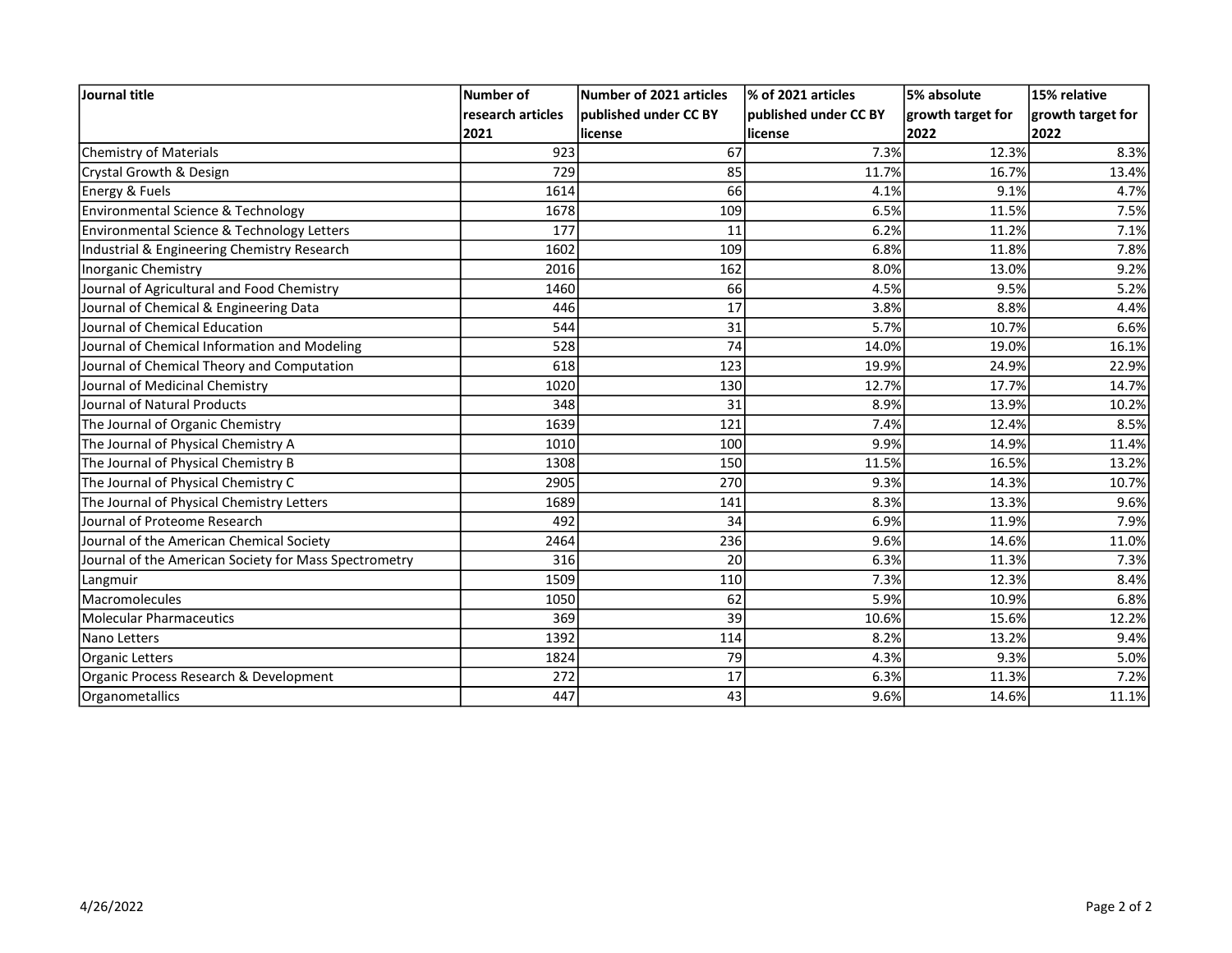| Journal title | Number of research articles 2021 | Number of 2021 articles published under CC BY license | % of 2021 articles published under CC BY license | 5% absolute growth target for 2022 | 15% relative growth target for 2022 |
|---|---|---|---|---|---|
| Chemistry of Materials | 923 | 67 | 7.3% | 12.3% | 8.3% |
| Crystal Growth & Design | 729 | 85 | 11.7% | 16.7% | 13.4% |
| Energy & Fuels | 1614 | 66 | 4.1% | 9.1% | 4.7% |
| Environmental Science & Technology | 1678 | 109 | 6.5% | 11.5% | 7.5% |
| Environmental Science & Technology Letters | 177 | 11 | 6.2% | 11.2% | 7.1% |
| Industrial & Engineering Chemistry Research | 1602 | 109 | 6.8% | 11.8% | 7.8% |
| Inorganic Chemistry | 2016 | 162 | 8.0% | 13.0% | 9.2% |
| Journal of Agricultural and Food Chemistry | 1460 | 66 | 4.5% | 9.5% | 5.2% |
| Journal of Chemical & Engineering Data | 446 | 17 | 3.8% | 8.8% | 4.4% |
| Journal of Chemical Education | 544 | 31 | 5.7% | 10.7% | 6.6% |
| Journal of Chemical Information and Modeling | 528 | 74 | 14.0% | 19.0% | 16.1% |
| Journal of Chemical Theory and Computation | 618 | 123 | 19.9% | 24.9% | 22.9% |
| Journal of Medicinal Chemistry | 1020 | 130 | 12.7% | 17.7% | 14.7% |
| Journal of Natural Products | 348 | 31 | 8.9% | 13.9% | 10.2% |
| The Journal of Organic Chemistry | 1639 | 121 | 7.4% | 12.4% | 8.5% |
| The Journal of Physical Chemistry A | 1010 | 100 | 9.9% | 14.9% | 11.4% |
| The Journal of Physical Chemistry B | 1308 | 150 | 11.5% | 16.5% | 13.2% |
| The Journal of Physical Chemistry C | 2905 | 270 | 9.3% | 14.3% | 10.7% |
| The Journal of Physical Chemistry Letters | 1689 | 141 | 8.3% | 13.3% | 9.6% |
| Journal of Proteome Research | 492 | 34 | 6.9% | 11.9% | 7.9% |
| Journal of the American Chemical Society | 2464 | 236 | 9.6% | 14.6% | 11.0% |
| Journal of the American Society for Mass Spectrometry | 316 | 20 | 6.3% | 11.3% | 7.3% |
| Langmuir | 1509 | 110 | 7.3% | 12.3% | 8.4% |
| Macromolecules | 1050 | 62 | 5.9% | 10.9% | 6.8% |
| Molecular Pharmaceutics | 369 | 39 | 10.6% | 15.6% | 12.2% |
| Nano Letters | 1392 | 114 | 8.2% | 13.2% | 9.4% |
| Organic Letters | 1824 | 79 | 4.3% | 9.3% | 5.0% |
| Organic Process Research & Development | 272 | 17 | 6.3% | 11.3% | 7.2% |
| Organometallics | 447 | 43 | 9.6% | 14.6% | 11.1% |

4/26/2022